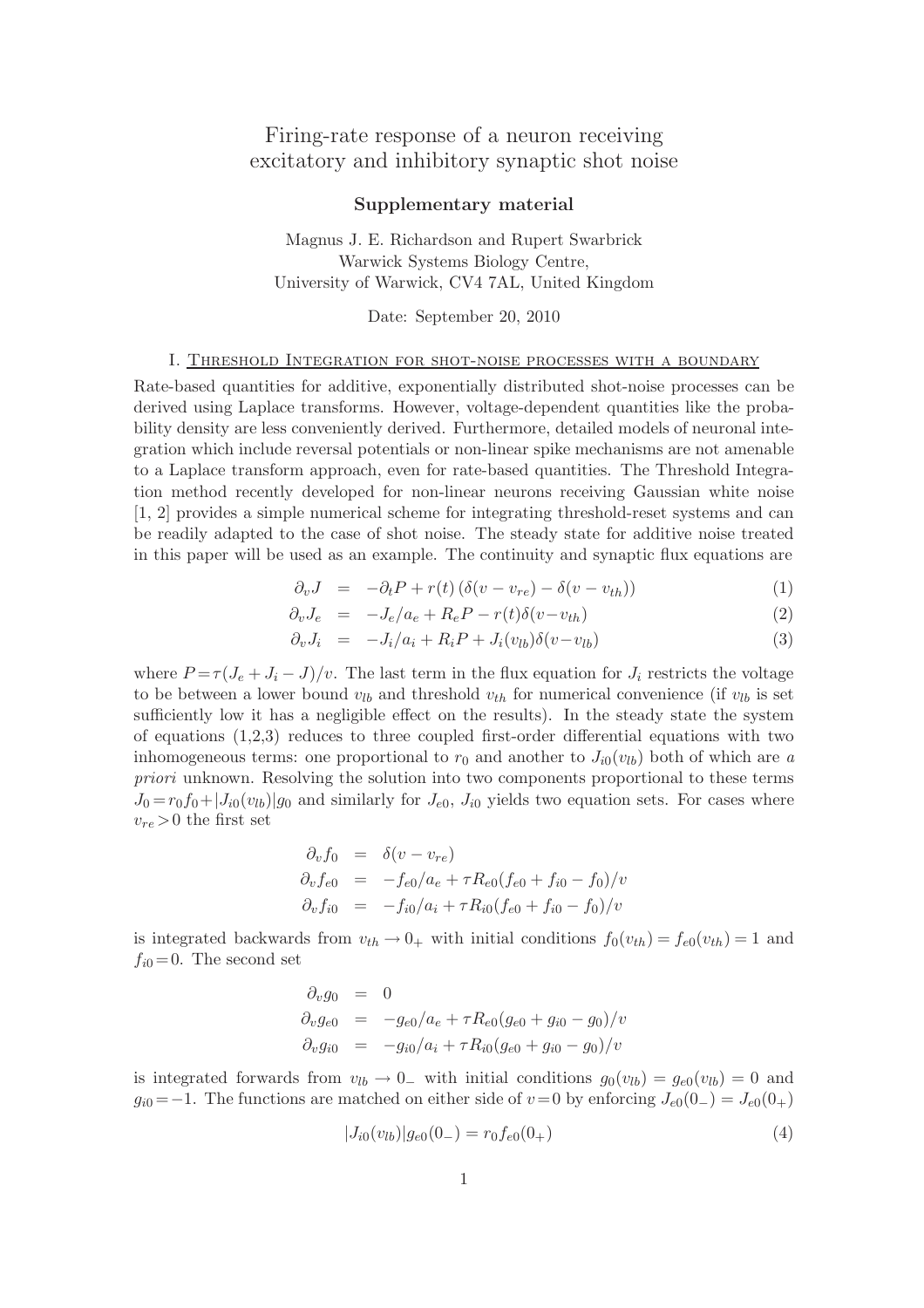# Firing-rate response of a neuron receiving excitatory and inhibitory synaptic shot noise

## Supplementary material

Magnus J. E. Richardson and Rupert Swarbrick
Warwick Systems Biology Centre,
University of Warwick, CV4 7AL, United Kingdom

Date: September 20, 2010

### I. Threshold Integration for shot-noise processes with a boundary

Rate-based quantities for additive, exponentially distributed shot-noise processes can be derived using Laplace transforms. However, voltage-dependent quantities like the probability density are less conveniently derived. Furthermore, detailed models of neuronal integration which include reversal potentials or non-linear spike mechanisms are not amenable to a Laplace transform approach, even for rate-based quantities. The Threshold Integration method recently developed for non-linear neurons receiving Gaussian white noise [1, 2] provides a simple numerical scheme for integrating threshold-reset systems and can be readily adapted to the case of shot noise. The steady state for additive noise treated in this paper will be used as an example. The continuity and synaptic flux equations are

$$\partial_v J = -\partial_t P + r(t)\left(\delta(v - v_{re}) - \delta(v - v_{th})\right) \tag{1}$$

$$\partial_v J_e = -J_e/a_e + R_e P - r(t)\delta(v - v_{th}) \tag{2}$$

$$\partial_v J_i = -J_i/a_i + R_i P + J_i(v_{lb})\delta(v - v_{lb}) \tag{3}$$

where $P = \tau(J_e + J_i - J)/v$. The last term in the flux equation for $J_i$ restricts the voltage to be between a lower bound $v_{lb}$ and threshold $v_{th}$ for numerical convenience (if $v_{lb}$ is set sufficiently low it has a negligible effect on the results). In the steady state the system of equations (1,2,3) reduces to three coupled first-order differential equations with two inhomogeneous terms: one proportional to $r_0$ and another to $J_{i0}(v_{lb})$ both of which are *a priori* unknown. Resolving the solution into two components proportional to these terms $J_0 = r_0 f_0 + |J_{i0}(v_{lb})| g_0$ and similarly for $J_{e0}$, $J_{i0}$ yields two equation sets. For cases where $v_{re} > 0$ the first set

$$\begin{aligned}
\partial_v f_0 &= \delta(v - v_{re}) \\
\partial_v f_{e0} &= -f_{e0}/a_e + \tau R_{e0}(f_{e0} + f_{i0} - f_0)/v \\
\partial_v f_{i0} &= -f_{i0}/a_i + \tau R_{i0}(f_{e0} + f_{i0} - f_0)/v
\end{aligned}$$

is integrated backwards from $v_{th} \to 0_+$ with initial conditions $f_0(v_{th}) = f_{e0}(v_{th}) = 1$ and $f_{i0} = 0$. The second set

$$\begin{aligned}
\partial_v g_0 &= 0 \\
\partial_v g_{e0} &= -g_{e0}/a_e + \tau R_{e0}(g_{e0} + g_{i0} - g_0)/v \\
\partial_v g_{i0} &= -g_{i0}/a_i + \tau R_{i0}(g_{e0} + g_{i0} - g_0)/v
\end{aligned}$$

is integrated forwards from $v_{lb} \to 0_-$ with initial conditions $g_0(v_{lb}) = g_{e0}(v_{lb}) = 0$ and $g_{i0} = -1$. The functions are matched on either side of $v = 0$ by enforcing $J_{e0}(0_-) = J_{e0}(0_+)$

$$|J_{i0}(v_{lb})| g_{e0}(0_-) = r_0 f_{e0}(0_+) \tag{4}$$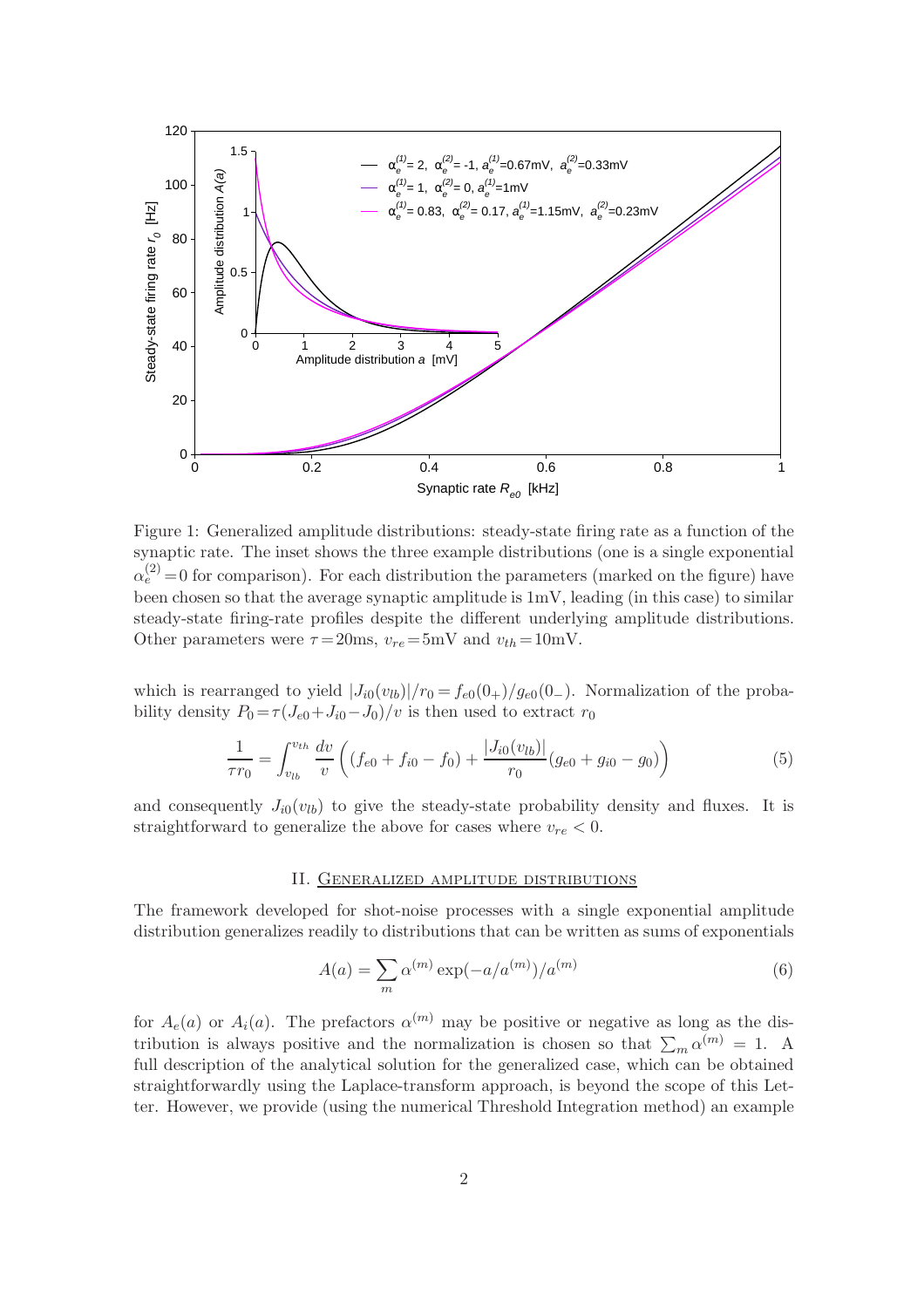Figure 1: Generalized amplitude distributions: steady-state firing rate as a function of the synaptic rate. The inset shows the three example distributions (one is a single exponential $\alpha_e^{(2)}=0$ for comparison). For each distribution the parameters (marked on the figure) have been chosen so that the average synaptic amplitude is 1mV, leading (in this case) to similar steady-state firing-rate profiles despite the different underlying amplitude distributions. Other parameters were $\tau=20$ms, $v_{re}=5$mV and $v_{th}=10$mV.

which is rearranged to yield $|J_{i0}(v_{lb})|/r_0 = f_{e0}(0_+)/g_{e0}(0_-)$. Normalization of the probability density $P_0=\tau(J_{e0}+J_{i0}-J_0)/v$ is then used to extract $r_0$

$$\frac{1}{\tau r_0} = \int_{v_{lb}}^{v_{th}} \frac{dv}{v}\left((f_{e0}+f_{i0}-f_0) + \frac{|J_{i0}(v_{lb})|}{r_0}(g_{e0}+g_{i0}-g_0)\right) \tag{5}$$

and consequently $J_{i0}(v_{lb})$ to give the steady-state probability density and fluxes. It is straightforward to generalize the above for cases where $v_{re} < 0$.

## II. Generalized amplitude distributions

The framework developed for shot-noise processes with a single exponential amplitude distribution generalizes readily to distributions that can be written as sums of exponentials

$$A(a) = \sum_m \alpha^{(m)} \exp(-a/a^{(m)})/a^{(m)} \tag{6}$$

for $A_e(a)$ or $A_i(a)$. The prefactors $\alpha^{(m)}$ may be positive or negative as long as the distribution is always positive and the normalization is chosen so that $\sum_m \alpha^{(m)} = 1$. A full description of the analytical solution for the generalized case, which can be obtained straightforwardly using the Laplace-transform approach, is beyond the scope of this Letter. However, we provide (using the numerical Threshold Integration method) an example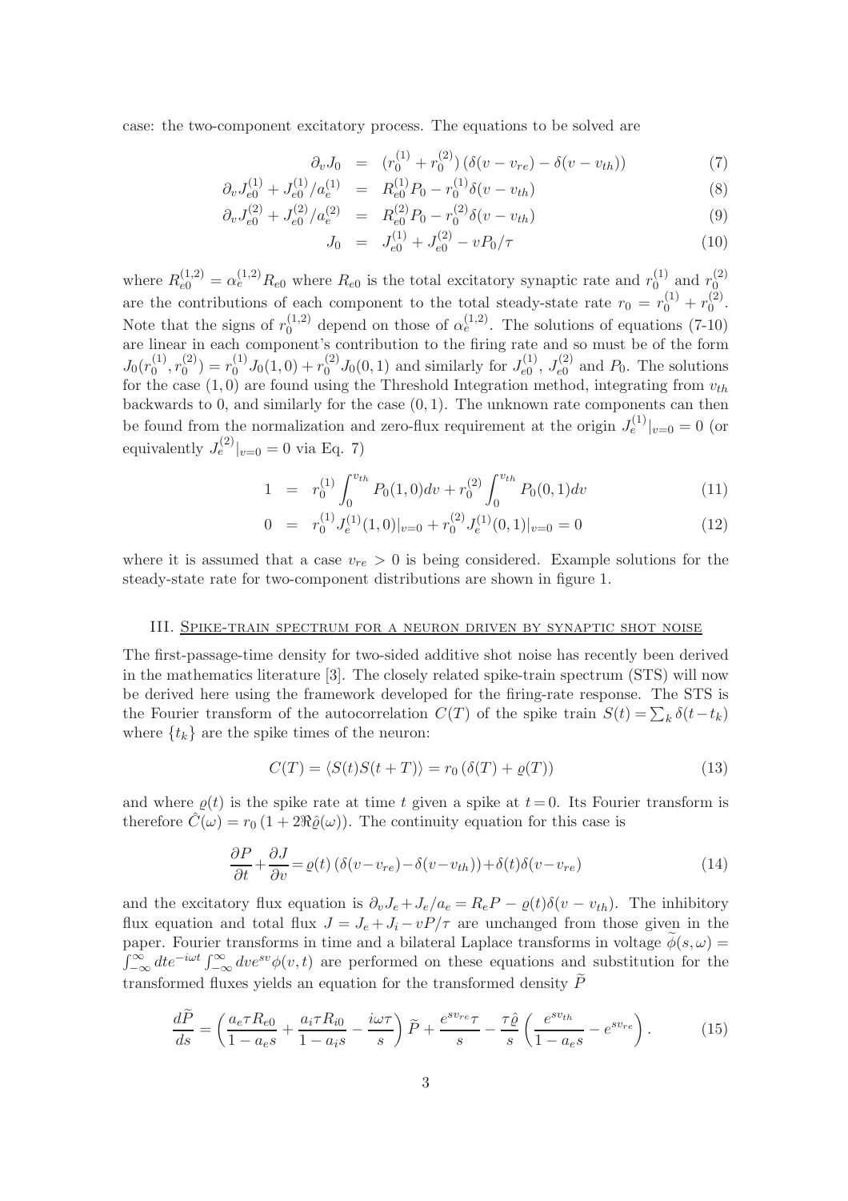case: the two-component excitatory process. The equations to be solved are

$$\partial_v J_0 = (r_0^{(1)} + r_0^{(2)}) \left(\delta(v - v_{re}) - \delta(v - v_{th})\right) \quad (7)$$

$$\partial_v J_{e0}^{(1)} + J_{e0}^{(1)}/a_e^{(1)} = R_{e0}^{(1)} P_0 - r_0^{(1)} \delta(v - v_{th}) \quad (8)$$

$$\partial_v J_{e0}^{(2)} + J_{e0}^{(2)}/a_e^{(2)} = R_{e0}^{(2)} P_0 - r_0^{(2)} \delta(v - v_{th}) \quad (9)$$

$$J_0 = J_{e0}^{(1)} + J_{e0}^{(2)} - vP_0/\tau \quad (10)$$

where $R_{e0}^{(1,2)} = \alpha_e^{(1,2)} R_{e0}$ where $R_{e0}$ is the total excitatory synaptic rate and $r_0^{(1)}$ and $r_0^{(2)}$ are the contributions of each component to the total steady-state rate $r_0 = r_0^{(1)} + r_0^{(2)}$. Note that the signs of $r_0^{(1,2)}$ depend on those of $\alpha_e^{(1,2)}$. The solutions of equations (7-10) are linear in each component's contribution to the firing rate and so must be of the form $J_0(r_0^{(1)}, r_0^{(2)}) = r_0^{(1)} J_0(1,0) + r_0^{(2)} J_0(0,1)$ and similarly for $J_{e0}^{(1)}$, $J_{e0}^{(2)}$ and $P_0$. The solutions for the case $(1,0)$ are found using the Threshold Integration method, integrating from $v_{th}$ backwards to 0, and similarly for the case $(0,1)$. The unknown rate components can then be found from the normalization and zero-flux requirement at the origin $J_e^{(1)}|_{v=0} = 0$ (or equivalently $J_e^{(2)}|_{v=0} = 0$ via Eq. 7)

$$1 = r_0^{(1)} \int_0^{v_{th}} P_0(1,0) dv + r_0^{(2)} \int_0^{v_{th}} P_0(0,1) dv \quad (11)$$

$$0 = r_0^{(1)} J_e^{(1)}(1,0)|_{v=0} + r_0^{(2)} J_e^{(1)}(0,1)|_{v=0} = 0 \quad (12)$$

where it is assumed that a case $v_{re} > 0$ is being considered. Example solutions for the steady-state rate for two-component distributions are shown in figure 1.

## III. Spike-train spectrum for a neuron driven by synaptic shot noise

The first-passage-time density for two-sided additive shot noise has recently been derived in the mathematics literature [3]. The closely related spike-train spectrum (STS) will now be derived here using the framework developed for the firing-rate response. The STS is the Fourier transform of the autocorrelation $C(T)$ of the spike train $S(t) = \sum_k \delta(t - t_k)$ where $\{t_k\}$ are the spike times of the neuron:

$$C(T) = \langle S(t)S(t+T) \rangle = r_0 \left(\delta(T) + \varrho(T)\right) \quad (13)$$

and where $\varrho(t)$ is the spike rate at time $t$ given a spike at $t = 0$. Its Fourier transform is therefore $\hat{C}(\omega) = r_0 (1 + 2\Re\hat{\varrho}(\omega))$. The continuity equation for this case is

$$\frac{\partial P}{\partial t} + \frac{\partial J}{\partial v} = \varrho(t) \left(\delta(v - v_{re}) - \delta(v - v_{th})\right) + \delta(t)\delta(v - v_{re}) \quad (14)$$

and the excitatory flux equation is $\partial_v J_e + J_e/a_e = R_e P - \varrho(t)\delta(v - v_{th})$. The inhibitory flux equation and total flux $J = J_e + J_i - vP/\tau$ are unchanged from those given in the paper. Fourier transforms in time and a bilateral Laplace transforms in voltage $\widetilde{\phi}(s, \omega) = \int_{-\infty}^{\infty} dt e^{-i\omega t} \int_{-\infty}^{\infty} dv e^{sv} \phi(v, t)$ are performed on these equations and substitution for the transformed fluxes yields an equation for the transformed density $\widetilde{P}$

$$\frac{d\widetilde{P}}{ds} = \left( \frac{a_e \tau R_{e0}}{1 - a_e s} + \frac{a_i \tau R_{i0}}{1 - a_i s} - \frac{i\omega\tau}{s} \right) \widetilde{P} + \frac{e^{s v_{re}} \tau}{s} - \frac{\tau \hat{\varrho}}{s} \left( \frac{e^{s v_{th}}}{1 - a_e s} - e^{s v_{re}} \right). \quad (15)$$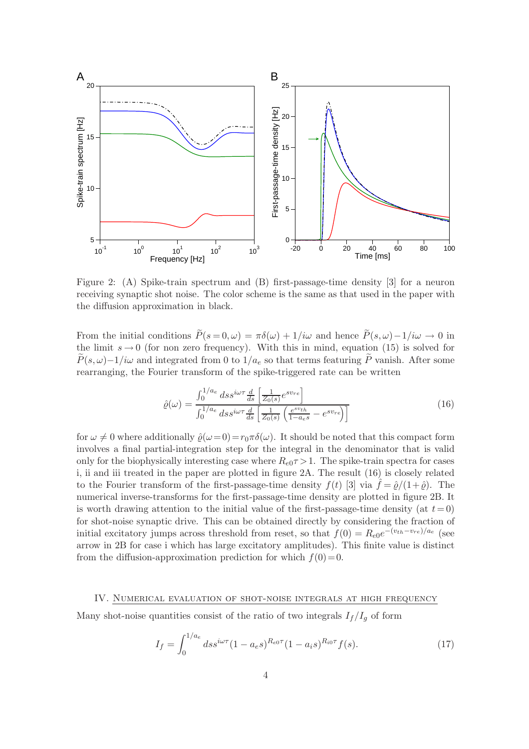Figure 2: (A) Spike-train spectrum and (B) first-passage-time density [3] for a neuron receiving synaptic shot noise. The color scheme is the same as that used in the paper with the diffusion approximation in black.

From the initial conditions $\widetilde{P}(s=0,\omega) = \pi\delta(\omega) + 1/i\omega$ and hence $\widetilde{P}(s,\omega) - 1/i\omega \to 0$ in the limit $s \to 0$ (for non zero frequency). With this in mind, equation (15) is solved for $\widetilde{P}(s,\omega) - 1/i\omega$ and integrated from 0 to $1/a_e$ so that terms featuring $\widetilde{P}$ vanish. After some rearranging, the Fourier transform of the spike-triggered rate can be written

$$\hat{\varrho}(\omega) = \frac{\int_0^{1/a_e} ds s^{i\omega\tau} \frac{d}{ds}\left[\frac{1}{Z_0(s)} e^{sv_{re}}\right]}{\int_0^{1/a_e} ds s^{i\omega\tau} \frac{d}{ds}\left[\frac{1}{Z_0(s)}\left(\frac{e^{sv_{th}}}{1-a_e s} - e^{sv_{re}}\right)\right]} \tag{16}$$

for $\omega \neq 0$ where additionally $\hat{\varrho}(\omega=0) = r_0\pi\delta(\omega)$. It should be noted that this compact form involves a final partial-integration step for the integral in the denominator that is valid only for the biophysically interesting case where $R_{e0}\tau > 1$. The spike-train spectra for cases i, ii and iii treated in the paper are plotted in figure 2A. The result (16) is closely related to the Fourier transform of the first-passage-time density $f(t)$ [3] via $\hat{f} = \hat{\varrho}/(1+\hat{\varrho})$. The numerical inverse-transforms for the first-passage-time density are plotted in figure 2B. It is worth drawing attention to the initial value of the first-passage-time density (at $t=0$) for shot-noise synaptic drive. This can be obtained directly by considering the fraction of initial excitatory jumps across threshold from reset, so that $f(0) = R_{e0}e^{-(v_{th}-v_{re})/a_e}$ (see arrow in 2B for case i which has large excitatory amplitudes). This finite value is distinct from the diffusion-approximation prediction for which $f(0)=0$.

## IV. Numerical evaluation of shot-noise integrals at high frequency

Many shot-noise quantities consist of the ratio of two integrals $I_f/I_g$ of form

$$I_f = \int_0^{1/a_e} ds s^{i\omega\tau}(1-a_e s)^{R_{e0}\tau}(1-a_i s)^{R_{i0}\tau} f(s). \tag{17}$$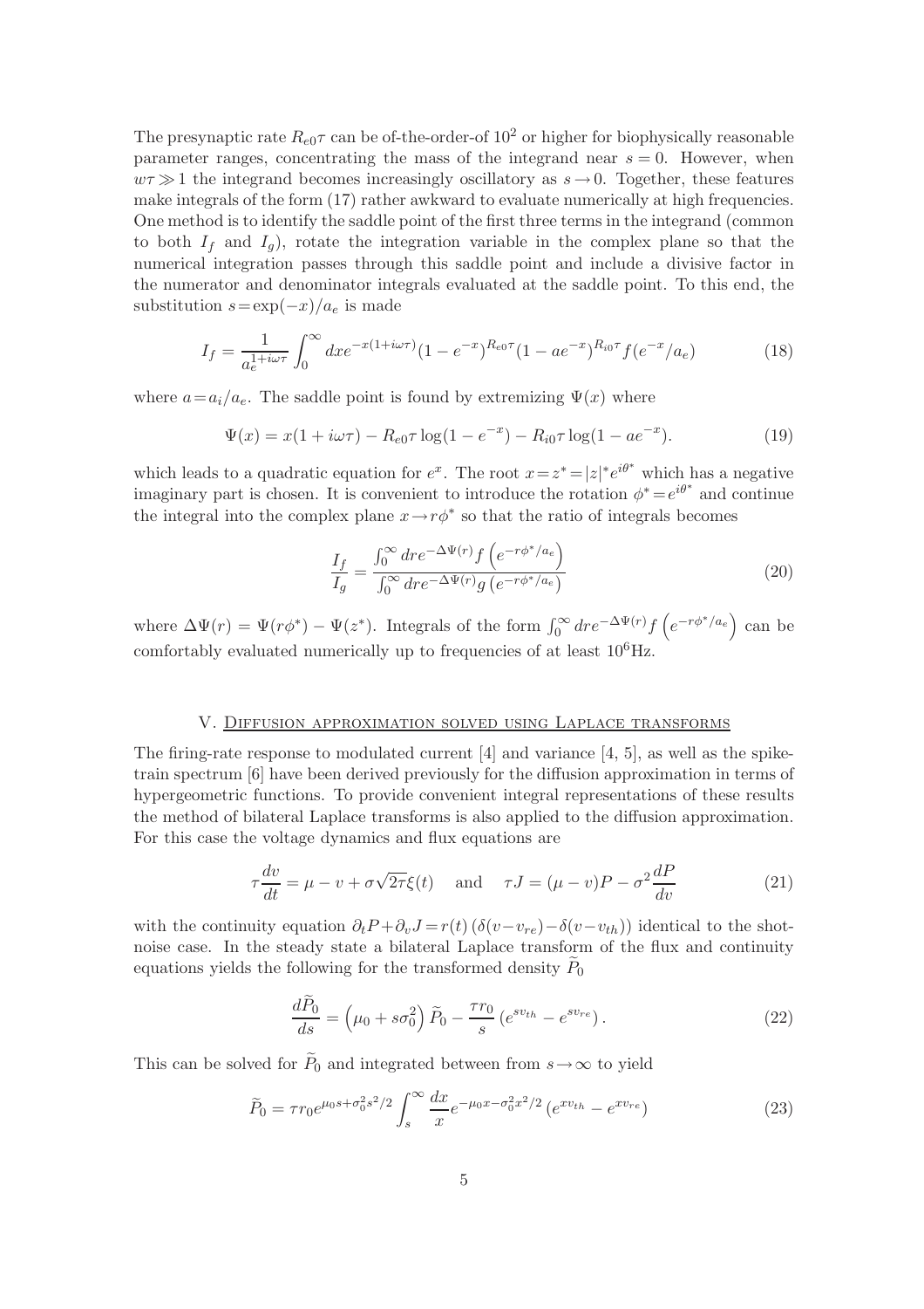The presynaptic rate $R_{e0}\tau$ can be of-the-order-of $10^2$ or higher for biophysically reasonable parameter ranges, concentrating the mass of the integrand near $s=0$. However, when $w\tau \gg 1$ the integrand becomes increasingly oscillatory as $s \to 0$. Together, these features make integrals of the form (17) rather awkward to evaluate numerically at high frequencies. One method is to identify the saddle point of the first three terms in the integrand (common to both $I_f$ and $I_g$), rotate the integration variable in the complex plane so that the numerical integration passes through this saddle point and include a divisive factor in the numerator and denominator integrals evaluated at the saddle point. To this end, the substitution $s = \exp(-x)/a_e$ is made

$$I_f = \frac{1}{a_e^{1+i\omega\tau}} \int_0^\infty dx e^{-x(1+i\omega\tau)} (1-e^{-x})^{R_{e0}\tau} (1-ae^{-x})^{R_{i0}\tau} f(e^{-x}/a_e) \tag{18}$$

where $a = a_i/a_e$. The saddle point is found by extremizing $\Psi(x)$ where

$$\Psi(x) = x(1+i\omega\tau) - R_{e0}\tau \log(1-e^{-x}) - R_{i0}\tau \log(1-ae^{-x}). \tag{19}$$

which leads to a quadratic equation for $e^x$. The root $x = z^* = |z|^* e^{i\theta^*}$ which has a negative imaginary part is chosen. It is convenient to introduce the rotation $\phi^* = e^{i\theta^*}$ and continue the integral into the complex plane $x \to r\phi^*$ so that the ratio of integrals becomes

$$\frac{I_f}{I_g} = \frac{\int_0^\infty dr e^{-\Delta\Psi(r)} f\left(e^{-r\phi^*/a_e}\right)}{\int_0^\infty dr e^{-\Delta\Psi(r)} g\left(e^{-r\phi^*/a_e}\right)} \tag{20}$$

where $\Delta\Psi(r) = \Psi(r\phi^*) - \Psi(z^*)$. Integrals of the form $\int_0^\infty dr e^{-\Delta\Psi(r)} f\left(e^{-r\phi^*/a_e}\right)$ can be comfortably evaluated numerically up to frequencies of at least $10^6$Hz.

## V. Diffusion approximation solved using Laplace transforms

The firing-rate response to modulated current [4] and variance [4, 5], as well as the spike-train spectrum [6] have been derived previously for the diffusion approximation in terms of hypergeometric functions. To provide convenient integral representations of these results the method of bilateral Laplace transforms is also applied to the diffusion approximation. For this case the voltage dynamics and flux equations are

$$\tau\frac{dv}{dt} = \mu - v + \sigma\sqrt{2\tau}\xi(t) \quad \text{and} \quad \tau J = (\mu - v)P - \sigma^2\frac{dP}{dv} \tag{21}$$

with the continuity equation $\partial_t P + \partial_v J = r(t)\left(\delta(v-v_{re}) - \delta(v-v_{th})\right)$ identical to the shot-noise case. In the steady state a bilateral Laplace transform of the flux and continuity equations yields the following for the transformed density $\widetilde{P}_0$

$$\frac{d\widetilde{P}_0}{ds} = \left(\mu_0 + s\sigma_0^2\right)\widetilde{P}_0 - \frac{\tau r_0}{s}\left(e^{sv_{th}} - e^{sv_{re}}\right). \tag{22}$$

This can be solved for $\widetilde{P}_0$ and integrated between from $s \to \infty$ to yield

$$\widetilde{P}_0 = \tau r_0 e^{\mu_0 s + \sigma_0^2 s^2/2} \int_s^\infty \frac{dx}{x} e^{-\mu_0 x - \sigma_0^2 x^2/2}\left(e^{xv_{th}} - e^{xv_{re}}\right) \tag{23}$$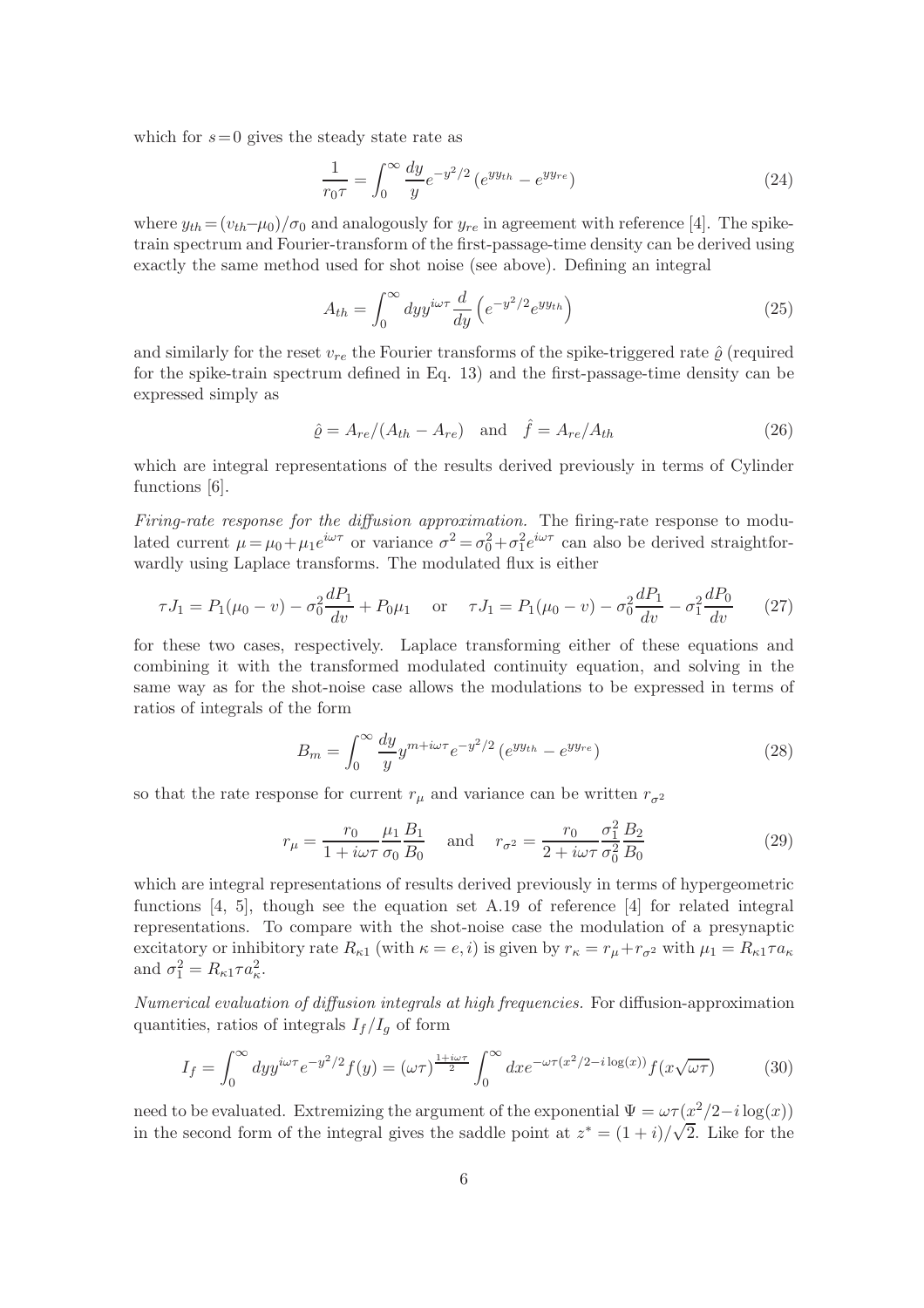which for $s=0$ gives the steady state rate as

$$\frac{1}{r_0\tau} = \int_0^\infty \frac{dy}{y} e^{-y^2/2}\left(e^{yy_{th}} - e^{yy_{re}}\right) \tag{24}$$

where $y_{th} = (v_{th} - \mu_0)/\sigma_0$ and analogously for $y_{re}$ in agreement with reference [4]. The spike-train spectrum and Fourier-transform of the first-passage-time density can be derived using exactly the same method used for shot noise (see above). Defining an integral

$$A_{th} = \int_0^\infty dy y^{i\omega\tau} \frac{d}{dy}\left(e^{-y^2/2} e^{yy_{th}}\right) \tag{25}$$

and similarly for the reset $v_{re}$ the Fourier transforms of the spike-triggered rate $\hat{\varrho}$ (required for the spike-train spectrum defined in Eq. 13) and the first-passage-time density can be expressed simply as

$$\hat{\varrho} = A_{re}/(A_{th} - A_{re}) \quad \text{and} \quad \hat{f} = A_{re}/A_{th} \tag{26}$$

which are integral representations of the results derived previously in terms of Cylinder functions [6].

*Firing-rate response for the diffusion approximation.* The firing-rate response to modulated current $\mu = \mu_0 + \mu_1 e^{i\omega\tau}$ or variance $\sigma^2 = \sigma_0^2 + \sigma_1^2 e^{i\omega\tau}$ can also be derived straightforwardly using Laplace transforms. The modulated flux is either

$$\tau J_1 = P_1(\mu_0 - v) - \sigma_0^2 \frac{dP_1}{dv} + P_0\mu_1 \quad \text{or} \quad \tau J_1 = P_1(\mu_0 - v) - \sigma_0^2 \frac{dP_1}{dv} - \sigma_1^2 \frac{dP_0}{dv} \tag{27}$$

for these two cases, respectively. Laplace transforming either of these equations and combining it with the transformed modulated continuity equation, and solving in the same way as for the shot-noise case allows the modulations to be expressed in terms of ratios of integrals of the form

$$B_m = \int_0^\infty \frac{dy}{y} y^{m+i\omega\tau} e^{-y^2/2}\left(e^{yy_{th}} - e^{yy_{re}}\right) \tag{28}$$

so that the rate response for current $r_\mu$ and variance can be written $r_{\sigma^2}$

$$r_\mu = \frac{r_0}{1 + i\omega\tau} \frac{\mu_1}{\sigma_0} \frac{B_1}{B_0} \quad \text{and} \quad r_{\sigma^2} = \frac{r_0}{2 + i\omega\tau} \frac{\sigma_1^2}{\sigma_0^2} \frac{B_2}{B_0} \tag{29}$$

which are integral representations of results derived previously in terms of hypergeometric functions [4, 5], though see the equation set A.19 of reference [4] for related integral representations. To compare with the shot-noise case the modulation of a presynaptic excitatory or inhibitory rate $R_{\kappa 1}$ (with $\kappa = e, i$) is given by $r_\kappa = r_\mu + r_{\sigma^2}$ with $\mu_1 = R_{\kappa 1}\tau a_\kappa$ and $\sigma_1^2 = R_{\kappa 1}\tau a_\kappa^2$.

*Numerical evaluation of diffusion integrals at high frequencies.* For diffusion-approximation quantities, ratios of integrals $I_f/I_g$ of form

$$I_f = \int_0^\infty dy y^{i\omega\tau} e^{-y^2/2} f(y) = (\omega\tau)^{\frac{1+i\omega\tau}{2}} \int_0^\infty dx e^{-\omega\tau(x^2/2 - i\log(x))} f(x\sqrt{\omega\tau}) \tag{30}$$

need to be evaluated. Extremizing the argument of the exponential $\Psi = \omega\tau(x^2/2 - i\log(x))$ in the second form of the integral gives the saddle point at $z^* = (1+i)/\sqrt{2}$. Like for the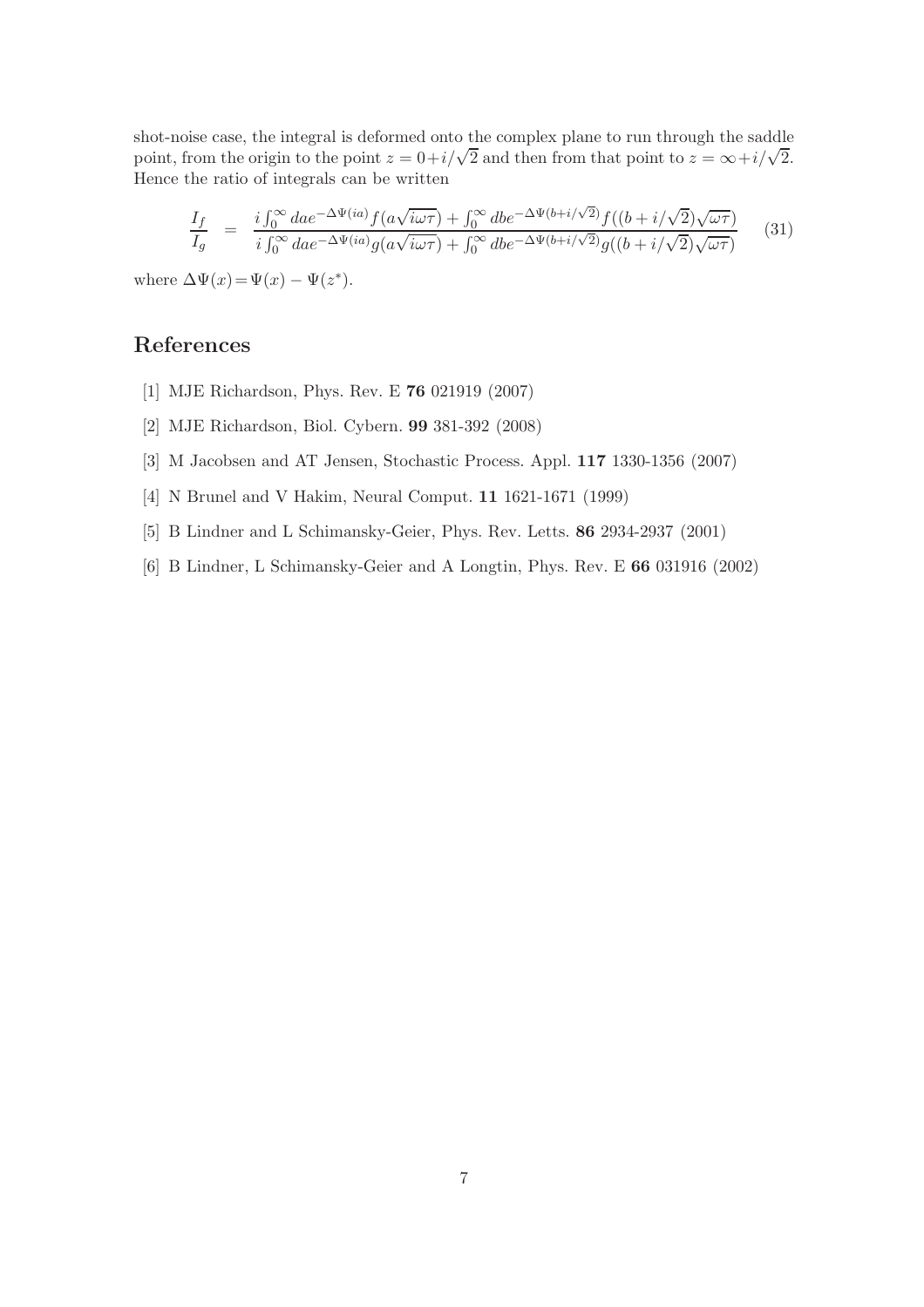shot-noise case, the integral is deformed onto the complex plane to run through the saddle point, from the origin to the point $z = 0+i/\sqrt{2}$ and then from that point to $z = \infty+i/\sqrt{2}$. Hence the ratio of integrals can be written

$$\frac{I_f}{I_g} = \frac{i\int_0^\infty da e^{-\Delta\Psi(ia)} f(a\sqrt{i\omega\tau}) + \int_0^\infty db e^{-\Delta\Psi(b+i/\sqrt{2})} f((b+i/\sqrt{2})\sqrt{\omega\tau})}{i\int_0^\infty da e^{-\Delta\Psi(ia)} g(a\sqrt{i\omega\tau}) + \int_0^\infty db e^{-\Delta\Psi(b+i/\sqrt{2})} g((b+i/\sqrt{2})\sqrt{\omega\tau})} \tag{31}$$

where $\Delta\Psi(x) = \Psi(x) - \Psi(z^*)$.

## References

[1] MJE Richardson, Phys. Rev. E **76** 021919 (2007)

[2] MJE Richardson, Biol. Cybern. **99** 381-392 (2008)

[3] M Jacobsen and AT Jensen, Stochastic Process. Appl. **117** 1330-1356 (2007)

[4] N Brunel and V Hakim, Neural Comput. **11** 1621-1671 (1999)

[5] B Lindner and L Schimansky-Geier, Phys. Rev. Letts. **86** 2934-2937 (2001)

[6] B Lindner, L Schimansky-Geier and A Longtin, Phys. Rev. E **66** 031916 (2002)